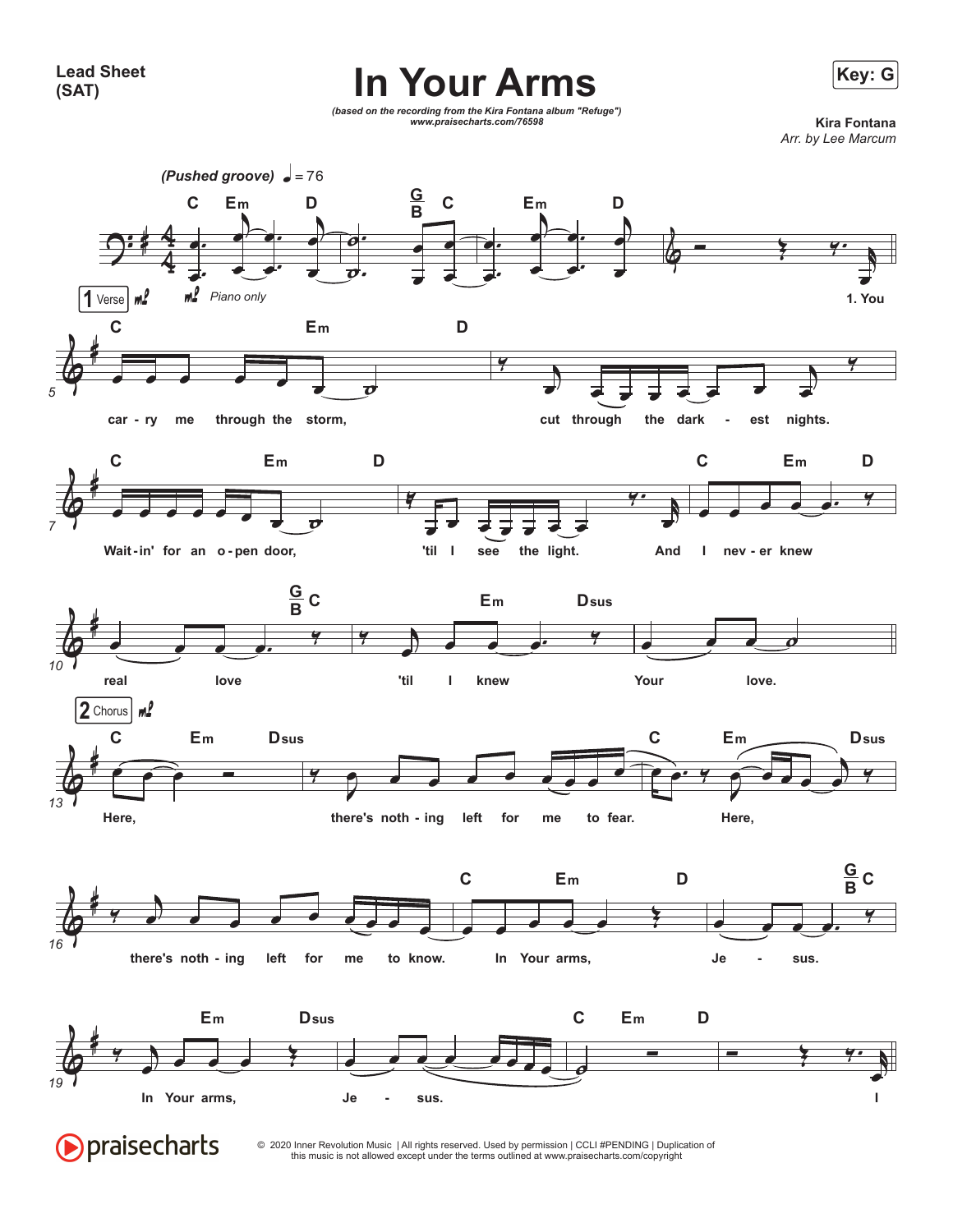**Lead Sheet (SAT)**

# In Your Arms

*(based on the recording from the Kira Fontana album "Refuge")*
*www.praisecharts.com/76598*

**Key: G**

**Kira Fontana**
*Arr. by Lee Marcum*

*(Pushed groove)* ♩= 76

**1 Verse**

C Em D G/B C Em D

*Piano only*

1. You

C Em D
car - ry me through the storm, cut through the dark - est nights.

C Em D
Wait-in' for an o-pen door, 'til I see the light.

C Em D
And I nev - er knew real love

G/B C Em Dsus
'til I knew Your love.

**2 Chorus**

C Em Dsus
Here, there's noth - ing left for me to fear.

C Em Dsus
Here, there's noth - ing left for me to know.

C Em D G/B C
In Your arms, Je - sus.

Em Dsus C Em D
In Your arms, Je - sus. I

© 2020 Inner Revolution Music | All rights reserved. Used by permission | CCLI #PENDING | Duplication of this music is not allowed except under the terms outlined at www.praisecharts.com/copyright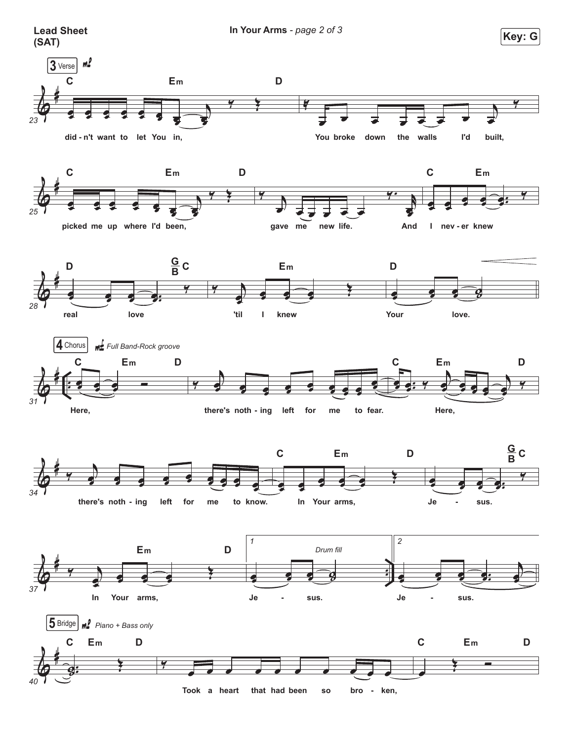**Lead Sheet (SAT)**

**Key: G**

**3 Verse** *mf*

C Em D

didn't want to let You in, You broke down the walls I'd built,

C Em D C Em

picked me up where I'd been, gave me new life. And I nev-er knew

D G/B C Em D

real love 'til I knew Your love.

**4 Chorus** *mf Full Band-Rock groove*

C Em D C Em D

Here, there's noth-ing left for me to fear. Here,

C Em D G/B C

there's noth-ing left for me to know. In Your arms, Je-sus.

Em D 1. *Drum fill* 2.

In Your arms, Je-sus. Je-sus.

**5 Bridge** *mp Piano + Bass only*

C Em D C Em D

Took a heart that had been so bro-ken,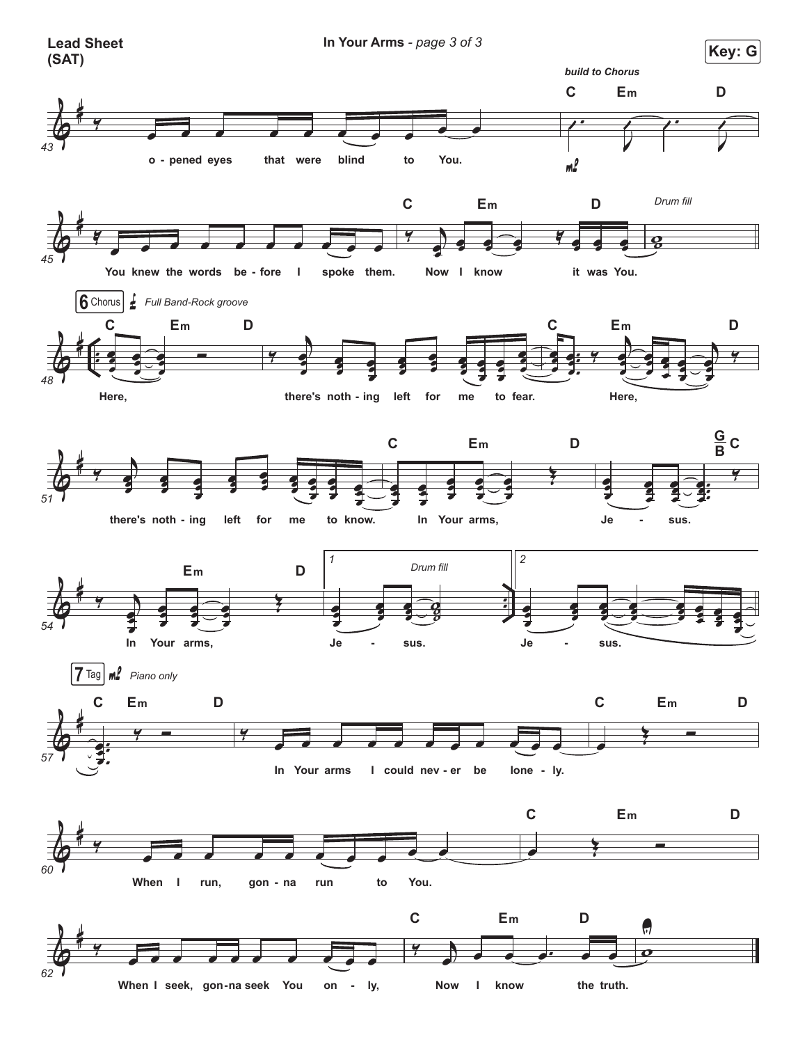**Lead Sheet (SAT)**

**In Your Arms** - *page 3 of 3*

**Key: G**

*build to Chorus*

C Em D

o - pened eyes that were blind to You.

C Em D *Drum fill*

You knew the words be - fore I spoke them. Now I know it was You.

**6 Chorus** *Full Band-Rock groove*

C Em D C Em D

Here, there's noth - ing left for me to fear. Here,

C Em D G/B C

there's noth - ing left for me to know. In Your arms, Je - sus.

Em D 1 *Drum fill* 2

In Your arms, Je - sus. Je - sus.

**7 Tag** *Piano only*

C Em D C Em D

In Your arms I could nev - er be lone - ly.

C Em D

When I run, gon - na run to You.

C Em D

When I seek, gon-na seek You on - ly, Now I know the truth.